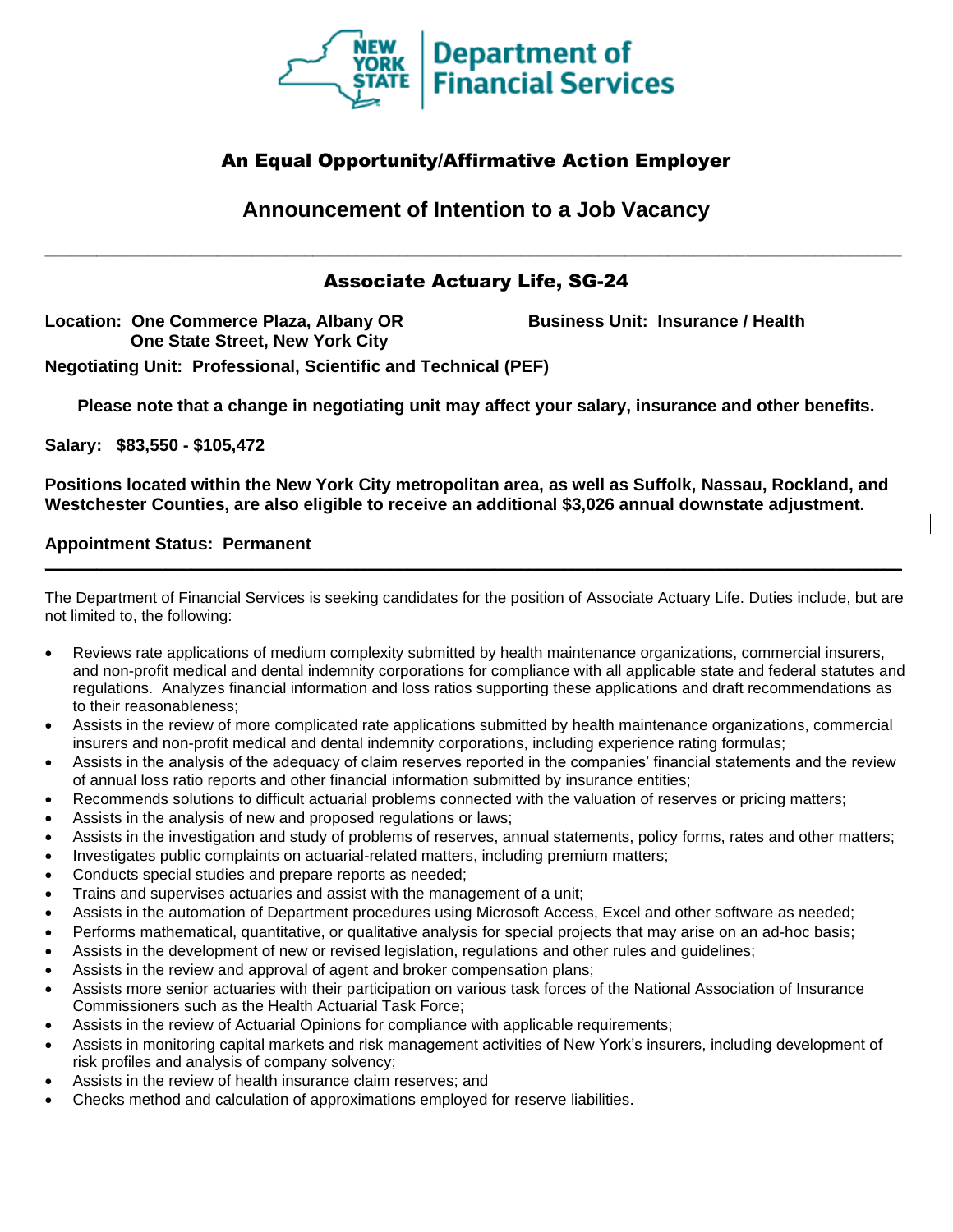NEW YORK STATE | Department of Financial Services

## An Equal Opportunity/Affirmative Action Employer

## Announcement of Intention to a Job Vacancy

---

## Associate Actuary Life, SG-24

**Location: One Commerce Plaza, Albany OR One State Street, New York City**

**Business Unit: Insurance / Health**

**Negotiating Unit: Professional, Scientific and Technical (PEF)**

**Please note that a change in negotiating unit may affect your salary, insurance and other benefits.**

**Salary: $83,550 - $105,472**

**Positions located within the New York City metropolitan area, as well as Suffolk, Nassau, Rockland, and Westchester Counties, are also eligible to receive an additional $3,026 annual downstate adjustment.**

**Appointment Status: Permanent**

---

The Department of Financial Services is seeking candidates for the position of Associate Actuary Life. Duties include, but are not limited to, the following:

- Reviews rate applications of medium complexity submitted by health maintenance organizations, commercial insurers, and non-profit medical and dental indemnity corporations for compliance with all applicable state and federal statutes and regulations. Analyzes financial information and loss ratios supporting these applications and draft recommendations as to their reasonableness;
- Assists in the review of more complicated rate applications submitted by health maintenance organizations, commercial insurers and non-profit medical and dental indemnity corporations, including experience rating formulas;
- Assists in the analysis of the adequacy of claim reserves reported in the companies' financial statements and the review of annual loss ratio reports and other financial information submitted by insurance entities;
- Recommends solutions to difficult actuarial problems connected with the valuation of reserves or pricing matters;
- Assists in the analysis of new and proposed regulations or laws;
- Assists in the investigation and study of problems of reserves, annual statements, policy forms, rates and other matters;
- Investigates public complaints on actuarial-related matters, including premium matters;
- Conducts special studies and prepare reports as needed;
- Trains and supervises actuaries and assist with the management of a unit;
- Assists in the automation of Department procedures using Microsoft Access, Excel and other software as needed;
- Performs mathematical, quantitative, or qualitative analysis for special projects that may arise on an ad-hoc basis;
- Assists in the development of new or revised legislation, regulations and other rules and guidelines;
- Assists in the review and approval of agent and broker compensation plans;
- Assists more senior actuaries with their participation on various task forces of the National Association of Insurance Commissioners such as the Health Actuarial Task Force;
- Assists in the review of Actuarial Opinions for compliance with applicable requirements;
- Assists in monitoring capital markets and risk management activities of New York's insurers, including development of risk profiles and analysis of company solvency;
- Assists in the review of health insurance claim reserves; and
- Checks method and calculation of approximations employed for reserve liabilities.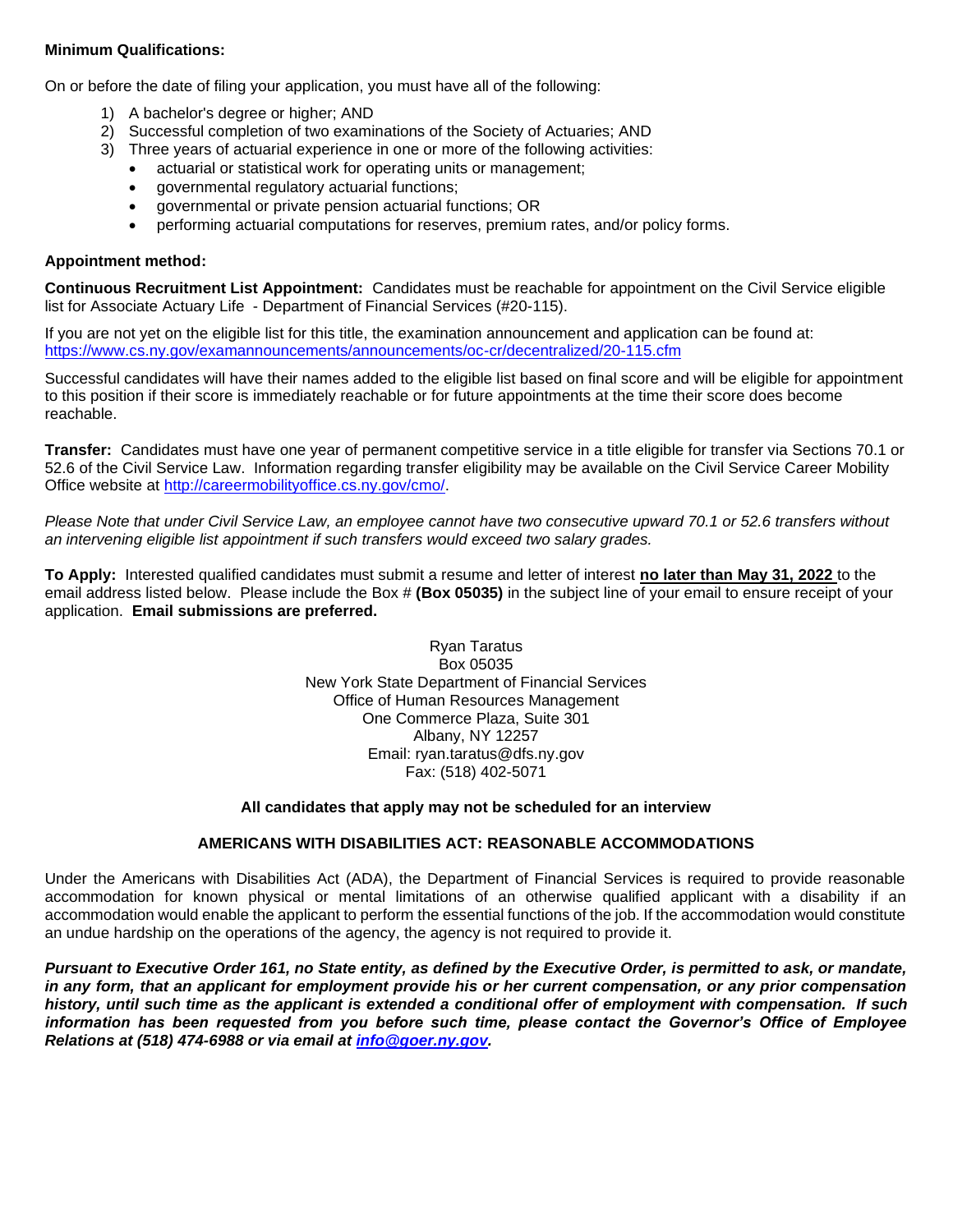**Minimum Qualifications:**

On or before the date of filing your application, you must have all of the following:

1) A bachelor's degree or higher; AND
2) Successful completion of two examinations of the Society of Actuaries; AND
3) Three years of actuarial experience in one or more of the following activities:
    - actuarial or statistical work for operating units or management;
    - governmental regulatory actuarial functions;
    - governmental or private pension actuarial functions; OR
    - performing actuarial computations for reserves, premium rates, and/or policy forms.

**Appointment method:**

**Continuous Recruitment List Appointment:** Candidates must be reachable for appointment on the Civil Service eligible list for Associate Actuary Life - Department of Financial Services (#20-115).

If you are not yet on the eligible list for this title, the examination announcement and application can be found at: [https://www.cs.ny.gov/examannouncements/announcements/oc-cr/decentralized/20-115.cfm](https://www.cs.ny.gov/examannouncements/announcements/oc-cr/decentralized/20-115.cfm)

Successful candidates will have their names added to the eligible list based on final score and will be eligible for appointment to this position if their score is immediately reachable or for future appointments at the time their score does become reachable.

**Transfer:** Candidates must have one year of permanent competitive service in a title eligible for transfer via Sections 70.1 or 52.6 of the Civil Service Law. Information regarding transfer eligibility may be available on the Civil Service Career Mobility Office website at [http://careermobilityoffice.cs.ny.gov/cmo/](http://careermobilityoffice.cs.ny.gov/cmo/).

*Please Note that under Civil Service Law, an employee cannot have two consecutive upward 70.1 or 52.6 transfers without an intervening eligible list appointment if such transfers would exceed two salary grades.*

**To Apply:** Interested qualified candidates must submit a resume and letter of interest **no later than May 31, 2022** to the email address listed below. Please include the Box # **(Box 05035)** in the subject line of your email to ensure receipt of your application. **Email submissions are preferred.**

Ryan Taratus
Box 05035
New York State Department of Financial Services
Office of Human Resources Management
One Commerce Plaza, Suite 301
Albany, NY 12257
Email: ryan.taratus@dfs.ny.gov
Fax: (518) 402-5071

**All candidates that apply may not be scheduled for an interview**

**AMERICANS WITH DISABILITIES ACT: REASONABLE ACCOMMODATIONS**

Under the Americans with Disabilities Act (ADA), the Department of Financial Services is required to provide reasonable accommodation for known physical or mental limitations of an otherwise qualified applicant with a disability if an accommodation would enable the applicant to perform the essential functions of the job. If the accommodation would constitute an undue hardship on the operations of the agency, the agency is not required to provide it.

***Pursuant to Executive Order 161, no State entity, as defined by the Executive Order, is permitted to ask, or mandate, in any form, that an applicant for employment provide his or her current compensation, or any prior compensation history, until such time as the applicant is extended a conditional offer of employment with compensation. If such information has been requested from you before such time, please contact the Governor's Office of Employee Relations at (518) 474-6988 or via email at [info@goer.ny.gov](mailto:info@goer.ny.gov).***